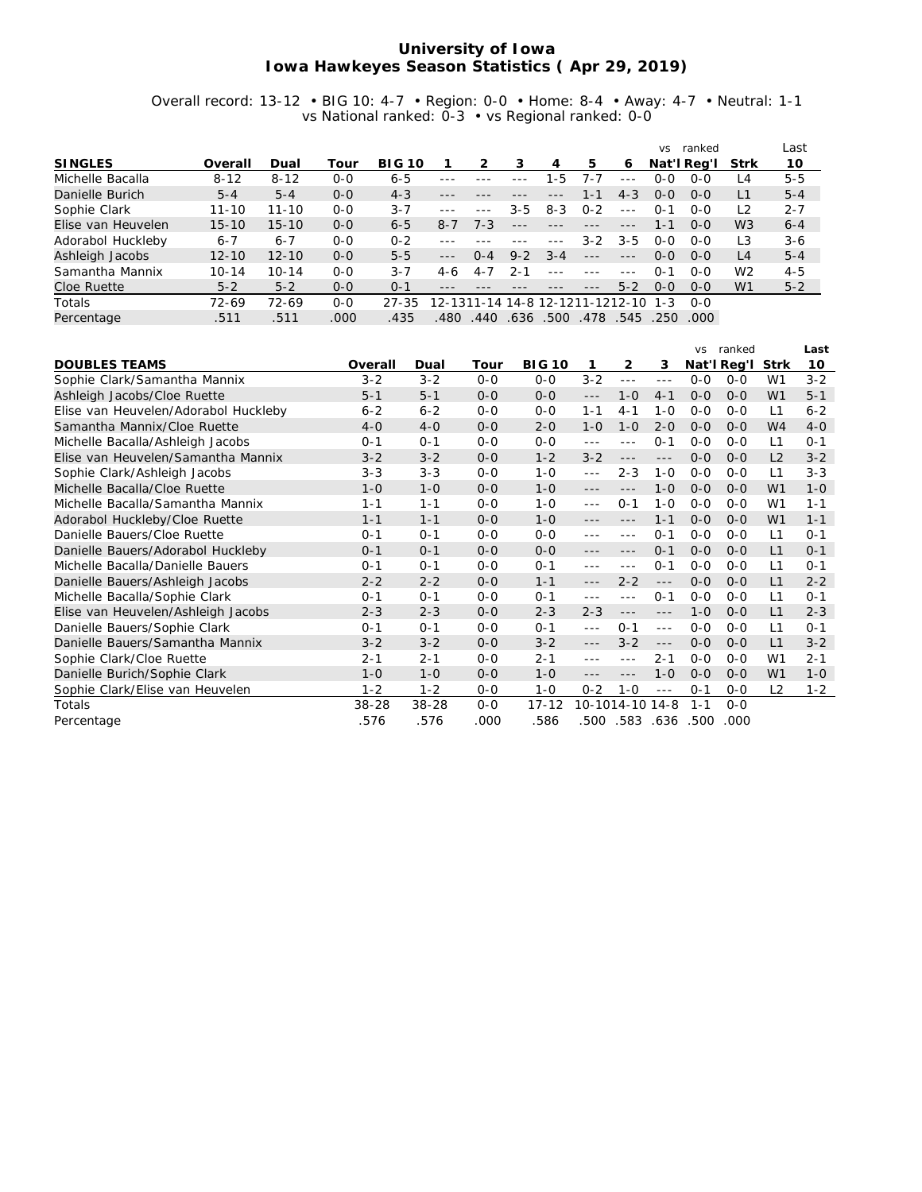# University of Iowa
## Iowa Hawkeyes Season Statistics ( Apr 29, 2019)

Overall record: 13-12 • BIG 10: 4-7 • Region: 0-0 • Home: 8-4 • Away: 4-7 • Neutral: 1-1
vs National ranked: 0-3 • vs Regional ranked: 0-0

| SINGLES | Overall | Dual | Tour | BIG 10 | 1 | 2 | 3 | 4 | 5 | 6 | vs ranked Nat'l | Reg'l | Strk | Last 10 |
|---|---|---|---|---|---|---|---|---|---|---|---|---|---|---|
| Michelle Bacalla | 8-12 | 8-12 | 0-0 | 6-5 | --- | --- | --- | 1-5 | 7-7 | --- | 0-0 | 0-0 | L4 | 5-5 |
| Danielle Burich | 5-4 | 5-4 | 0-0 | 4-3 | --- | --- | --- | --- | 1-1 | 4-3 | 0-0 | 0-0 | L1 | 5-4 |
| Sophie Clark | 11-10 | 11-10 | 0-0 | 3-7 | --- | --- | 3-5 | 8-3 | 0-2 | --- | 0-1 | 0-0 | L2 | 2-7 |
| Elise van Heuvelen | 15-10 | 15-10 | 0-0 | 6-5 | 8-7 | 7-3 | --- | --- | --- | --- | 1-1 | 0-0 | W3 | 6-4 |
| Adorabol Huckleby | 6-7 | 6-7 | 0-0 | 0-2 | --- | --- | --- | --- | 3-2 | 3-5 | 0-0 | 0-0 | L3 | 3-6 |
| Ashleigh Jacobs | 12-10 | 12-10 | 0-0 | 5-5 | --- | 0-4 | 9-2 | 3-4 | --- | --- | 0-0 | 0-0 | L4 | 5-4 |
| Samantha Mannix | 10-14 | 10-14 | 0-0 | 3-7 | 4-6 | 4-7 | 2-1 | --- | --- | --- | 0-1 | 0-0 | W2 | 4-5 |
| Cloe Ruette | 5-2 | 5-2 | 0-0 | 0-1 | --- | --- | --- | --- | --- | 5-2 | 0-0 | 0-0 | W1 | 5-2 |
| Totals | 72-69 | 72-69 | 0-0 | 27-35 | 12-13 | 11-14 | 14-8 | 12-12 | 11-12 | 12-10 | 1-3 | 0-0 | | |
| Percentage | .511 | .511 | .000 | .435 | .480 | .440 | .636 | .500 | .478 | .545 | .250 | .000 | | |

| DOUBLES TEAMS | Overall | Dual | Tour | BIG 10 | 1 | 2 | 3 | vs ranked Nat'l | Reg'l | Strk | Last 10 |
|---|---|---|---|---|---|---|---|---|---|---|---|
| Sophie Clark/Samantha Mannix | 3-2 | 3-2 | 0-0 | 0-0 | 3-2 | --- | --- | 0-0 | 0-0 | W1 | 3-2 |
| Ashleigh Jacobs/Cloe Ruette | 5-1 | 5-1 | 0-0 | 0-0 | --- | 1-0 | 4-1 | 0-0 | 0-0 | W1 | 5-1 |
| Elise van Heuvelen/Adorabol Huckleby | 6-2 | 6-2 | 0-0 | 0-0 | 1-1 | 4-1 | 1-0 | 0-0 | 0-0 | L1 | 6-2 |
| Samantha Mannix/Cloe Ruette | 4-0 | 4-0 | 0-0 | 2-0 | 1-0 | 1-0 | 2-0 | 0-0 | 0-0 | W4 | 4-0 |
| Michelle Bacalla/Ashleigh Jacobs | 0-1 | 0-1 | 0-0 | 0-0 | --- | --- | 0-1 | 0-0 | 0-0 | L1 | 0-1 |
| Elise van Heuvelen/Samantha Mannix | 3-2 | 3-2 | 0-0 | 1-2 | 3-2 | --- | --- | 0-0 | 0-0 | L2 | 3-2 |
| Sophie Clark/Ashleigh Jacobs | 3-3 | 3-3 | 0-0 | 1-0 | --- | 2-3 | 1-0 | 0-0 | 0-0 | L1 | 3-3 |
| Michelle Bacalla/Cloe Ruette | 1-0 | 1-0 | 0-0 | 1-0 | --- | --- | 1-0 | 0-0 | 0-0 | W1 | 1-0 |
| Michelle Bacalla/Samantha Mannix | 1-1 | 1-1 | 0-0 | 1-0 | --- | 0-1 | 1-0 | 0-0 | 0-0 | W1 | 1-1 |
| Adorabol Huckleby/Cloe Ruette | 1-1 | 1-1 | 0-0 | 1-0 | --- | --- | 1-1 | 0-0 | 0-0 | W1 | 1-1 |
| Danielle Bauers/Cloe Ruette | 0-1 | 0-1 | 0-0 | 0-0 | --- | --- | 0-1 | 0-0 | 0-0 | L1 | 0-1 |
| Danielle Bauers/Adorabol Huckleby | 0-1 | 0-1 | 0-0 | 0-0 | --- | --- | 0-1 | 0-0 | 0-0 | L1 | 0-1 |
| Michelle Bacalla/Danielle Bauers | 0-1 | 0-1 | 0-0 | 0-1 | --- | --- | 0-1 | 0-0 | 0-0 | L1 | 0-1 |
| Danielle Bauers/Ashleigh Jacobs | 2-2 | 2-2 | 0-0 | 1-1 | --- | 2-2 | --- | 0-0 | 0-0 | L1 | 2-2 |
| Michelle Bacalla/Sophie Clark | 0-1 | 0-1 | 0-0 | 0-1 | --- | --- | 0-1 | 0-0 | 0-0 | L1 | 0-1 |
| Elise van Heuvelen/Ashleigh Jacobs | 2-3 | 2-3 | 0-0 | 2-3 | 2-3 | --- | --- | 1-0 | 0-0 | L1 | 2-3 |
| Danielle Bauers/Sophie Clark | 0-1 | 0-1 | 0-0 | 0-1 | --- | 0-1 | --- | 0-0 | 0-0 | L1 | 0-1 |
| Danielle Bauers/Samantha Mannix | 3-2 | 3-2 | 0-0 | 3-2 | --- | 3-2 | --- | 0-0 | 0-0 | L1 | 3-2 |
| Sophie Clark/Cloe Ruette | 2-1 | 2-1 | 0-0 | 2-1 | --- | --- | 2-1 | 0-0 | 0-0 | W1 | 2-1 |
| Danielle Burich/Sophie Clark | 1-0 | 1-0 | 0-0 | 1-0 | --- | --- | 1-0 | 0-0 | 0-0 | W1 | 1-0 |
| Sophie Clark/Elise van Heuvelen | 1-2 | 1-2 | 0-0 | 1-0 | 0-2 | 1-0 | --- | 0-1 | 0-0 | L2 | 1-2 |
| Totals | 38-28 | 38-28 | 0-0 | 17-12 | 10-10 | 14-10 | 14-8 | 1-1 | 0-0 | | |
| Percentage | .576 | .576 | .000 | .586 | .500 | .583 | .636 | .500 | .000 | | |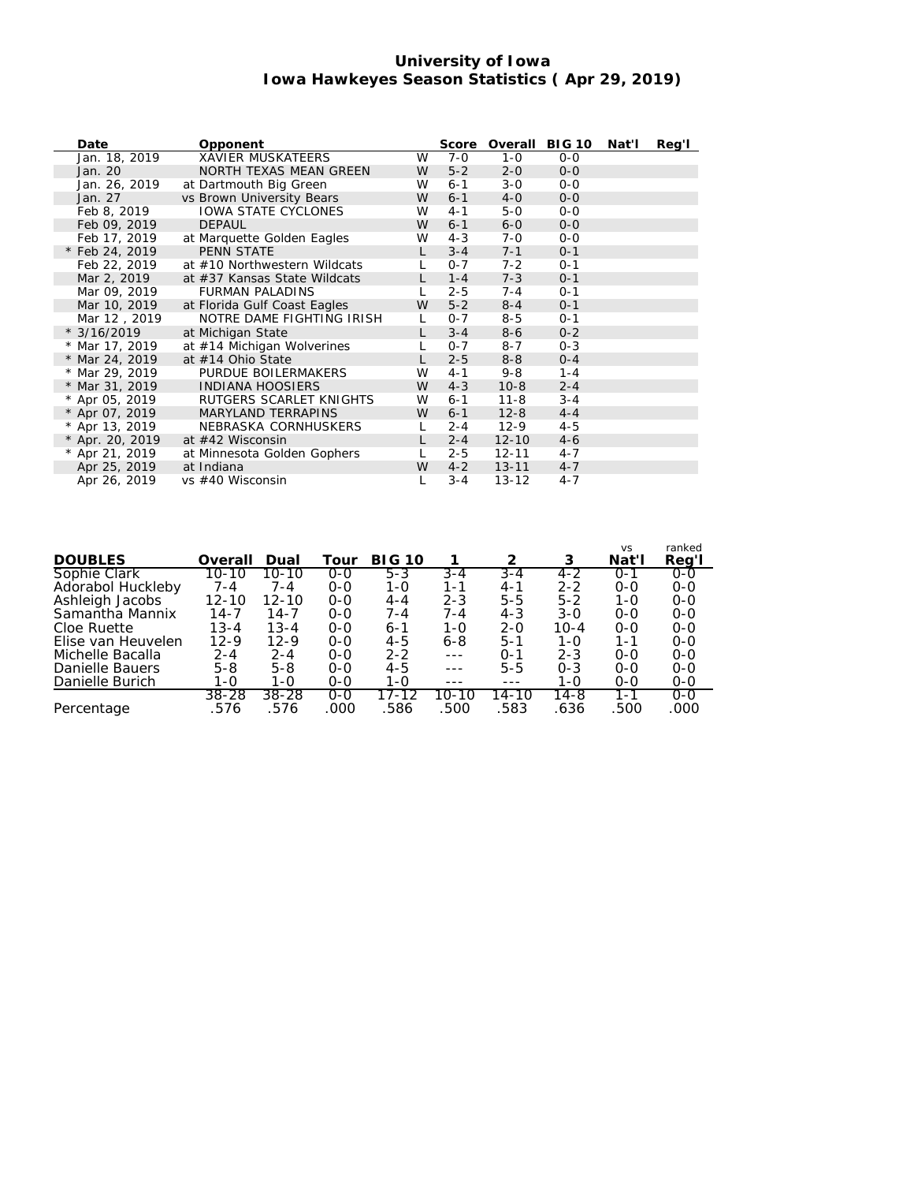# University of Iowa
## Iowa Hawkeyes Season Statistics ( Apr 29, 2019)

| Date | Opponent | | Score | Overall | BIG 10 | Nat'l | Reg'l |
|---|---|---|---|---|---|---|---|
| Jan. 18, 2019 | XAVIER MUSKATEERS | W | 7-0 | 1-0 | 0-0 | | |
| Jan. 20 | NORTH TEXAS MEAN GREEN | W | 5-2 | 2-0 | 0-0 | | |
| Jan. 26, 2019 | at Dartmouth Big Green | W | 6-1 | 3-0 | 0-0 | | |
| Jan. 27 | vs Brown University Bears | W | 6-1 | 4-0 | 0-0 | | |
| Feb 8, 2019 | IOWA STATE CYCLONES | W | 4-1 | 5-0 | 0-0 | | |
| Feb 09, 2019 | DEPAUL | W | 6-1 | 6-0 | 0-0 | | |
| Feb 17, 2019 | at Marquette Golden Eagles | W | 4-3 | 7-0 | 0-0 | | |
| * Feb 24, 2019 | PENN STATE | L | 3-4 | 7-1 | 0-1 | | |
| Feb 22, 2019 | at #10 Northwestern Wildcats | L | 0-7 | 7-2 | 0-1 | | |
| Mar 2, 2019 | at #37 Kansas State Wildcats | L | 1-4 | 7-3 | 0-1 | | |
| Mar 09, 2019 | FURMAN PALADINS | L | 2-5 | 7-4 | 0-1 | | |
| Mar 10, 2019 | at Florida Gulf Coast Eagles | W | 5-2 | 8-4 | 0-1 | | |
| Mar 12 , 2019 | NOTRE DAME FIGHTING IRISH | L | 0-7 | 8-5 | 0-1 | | |
| * 3/16/2019 | at Michigan State | L | 3-4 | 8-6 | 0-2 | | |
| * Mar 17, 2019 | at #14 Michigan Wolverines | L | 0-7 | 8-7 | 0-3 | | |
| * Mar 24, 2019 | at #14 Ohio State | L | 2-5 | 8-8 | 0-4 | | |
| * Mar 29, 2019 | PURDUE BOILERMAKERS | W | 4-1 | 9-8 | 1-4 | | |
| * Mar 31, 2019 | INDIANA HOOSIERS | W | 4-3 | 10-8 | 2-4 | | |
| * Apr 05, 2019 | RUTGERS SCARLET KNIGHTS | W | 6-1 | 11-8 | 3-4 | | |
| * Apr 07, 2019 | MARYLAND TERRAPINS | W | 6-1 | 12-8 | 4-4 | | |
| * Apr 13, 2019 | NEBRASKA CORNHUSKERS | L | 2-4 | 12-9 | 4-5 | | |
| * Apr. 20, 2019 | at #42 Wisconsin | L | 2-4 | 12-10 | 4-6 | | |
| * Apr 21, 2019 | at Minnesota Golden Gophers | L | 2-5 | 12-11 | 4-7 | | |
| Apr 25, 2019 | at Indiana | W | 4-2 | 13-11 | 4-7 | | |
| Apr 26, 2019 | vs #40 Wisconsin | L | 3-4 | 13-12 | 4-7 | | |

| DOUBLES | Overall | Dual | Tour | BIG 10 | 1 | 2 | 3 | vs Nat'l | ranked Reg'l |
|---|---|---|---|---|---|---|---|---|---|
| Sophie Clark | 10-10 | 10-10 | 0-0 | 5-3 | 3-4 | 3-4 | 4-2 | 0-1 | 0-0 |
| Adorabol Huckleby | 7-4 | 7-4 | 0-0 | 1-0 | 1-1 | 4-1 | 2-2 | 0-0 | 0-0 |
| Ashleigh Jacobs | 12-10 | 12-10 | 0-0 | 4-4 | 2-3 | 5-5 | 5-2 | 1-0 | 0-0 |
| Samantha Mannix | 14-7 | 14-7 | 0-0 | 7-4 | 7-4 | 4-3 | 3-0 | 0-0 | 0-0 |
| Cloe Ruette | 13-4 | 13-4 | 0-0 | 6-1 | 1-0 | 2-0 | 10-4 | 0-0 | 0-0 |
| Elise van Heuvelen | 12-9 | 12-9 | 0-0 | 4-5 | 6-8 | 5-1 | 1-0 | 1-1 | 0-0 |
| Michelle Bacalla | 2-4 | 2-4 | 0-0 | 2-2 | --- | 0-1 | 2-3 | 0-0 | 0-0 |
| Danielle Bauers | 5-8 | 5-8 | 0-0 | 4-5 | --- | 5-5 | 0-3 | 0-0 | 0-0 |
| Danielle Burich | 1-0 | 1-0 | 0-0 | 1-0 | --- | --- | 1-0 | 0-0 | 0-0 |
| | 38-28 | 38-28 | 0-0 | 17-12 | 10-10 | 14-10 | 14-8 | 1-1 | 0-0 |
| Percentage | .576 | .576 | .000 | .586 | .500 | .583 | .636 | .500 | .000 |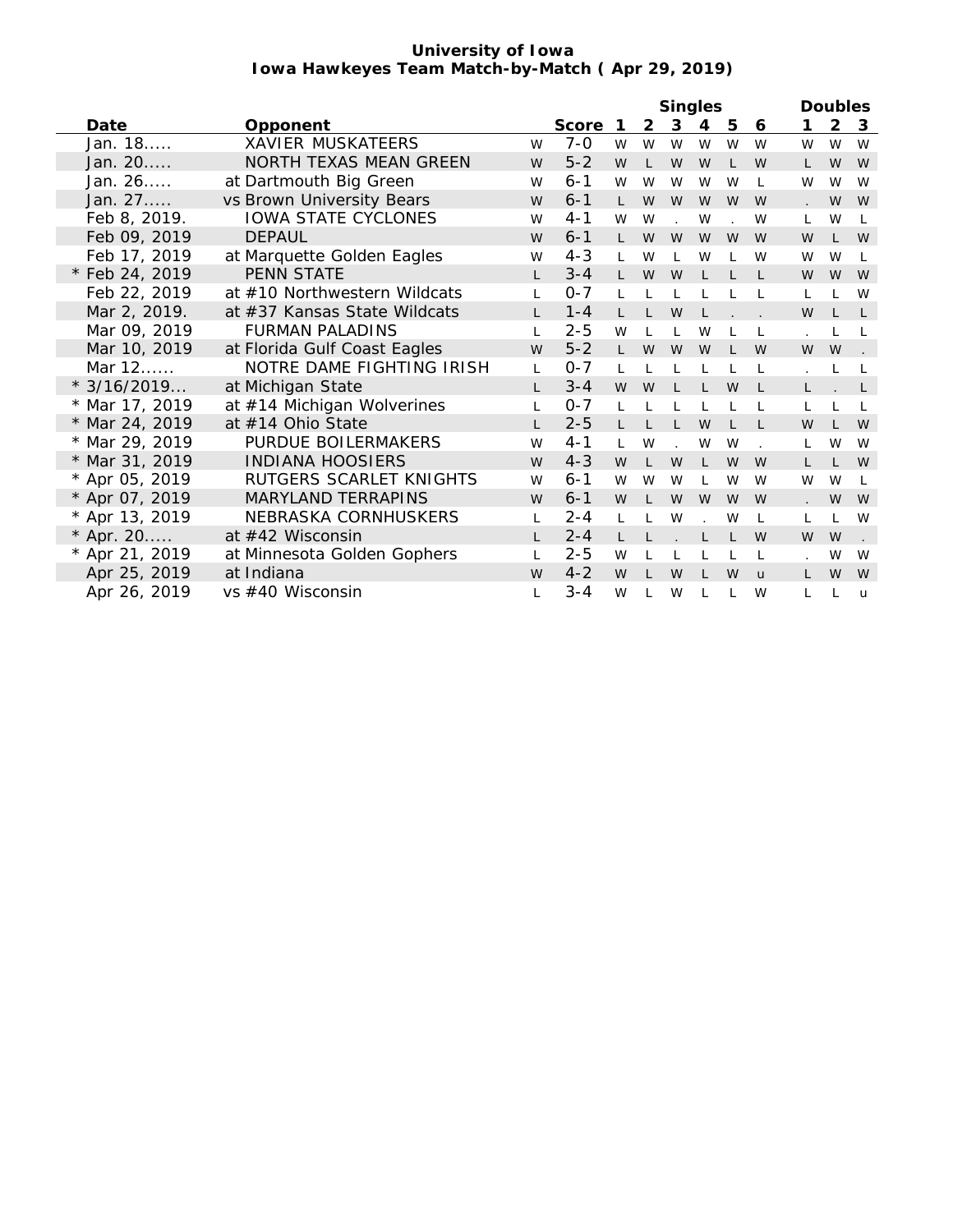**University of Iowa**
**Iowa Hawkeyes Team Match-by-Match ( Apr 29, 2019)**

| Date | Opponent | | Score | Singles 1 | 2 | 3 | 4 | 5 | 6 | Doubles 1 | 2 | 3 |
|---|---|---|---|---|---|---|---|---|---|---|---|---|
| Jan. 18..... | XAVIER MUSKATEERS | W | 7-0 | W | W | W | W | W | W | W | W | W |
| Jan. 20..... | NORTH TEXAS MEAN GREEN | W | 5-2 | W | L | W | W | L | W | L | W | W |
| Jan. 26..... | at Dartmouth Big Green | W | 6-1 | W | W | W | W | W | L | W | W | W |
| Jan. 27..... | vs Brown University Bears | W | 6-1 | L | W | W | W | W | W | . | W | W |
| Feb 8, 2019. | IOWA STATE CYCLONES | W | 4-1 | W | W | . | W | . | W | L | W | L |
| Feb 09, 2019 | DEPAUL | W | 6-1 | L | W | W | W | W | W | W | L | W |
| Feb 17, 2019 | at Marquette Golden Eagles | W | 4-3 | L | W | L | W | L | W | W | W | L |
| * Feb 24, 2019 | PENN STATE | L | 3-4 | L | W | W | L | L | L | W | W | W |
| Feb 22, 2019 | at #10 Northwestern Wildcats | L | 0-7 | L | L | L | L | L | L | L | L | W |
| Mar 2, 2019. | at #37 Kansas State Wildcats | L | 1-4 | L | L | W | L | . | . | W | L | L |
| Mar 09, 2019 | FURMAN PALADINS | L | 2-5 | W | L | L | W | L | L | . | L | L |
| Mar 10, 2019 | at Florida Gulf Coast Eagles | W | 5-2 | L | W | W | W | L | W | W | W | . |
| Mar 12...... | NOTRE DAME FIGHTING IRISH | L | 0-7 | L | L | L | L | L | L | . | L | L |
| * 3/16/2019... | at Michigan State | L | 3-4 | W | W | L | L | W | L | L | . | L |
| * Mar 17, 2019 | at #14 Michigan Wolverines | L | 0-7 | L | L | L | L | L | L | L | L | L |
| * Mar 24, 2019 | at #14 Ohio State | L | 2-5 | L | L | L | W | L | L | W | L | W |
| * Mar 29, 2019 | PURDUE BOILERMAKERS | W | 4-1 | L | W | . | W | W | . | L | W | W |
| * Mar 31, 2019 | INDIANA HOOSIERS | W | 4-3 | W | L | W | L | W | W | L | L | W |
| * Apr 05, 2019 | RUTGERS SCARLET KNIGHTS | W | 6-1 | W | W | W | L | W | W | W | W | L |
| * Apr 07, 2019 | MARYLAND TERRAPINS | W | 6-1 | W | L | W | W | W | W | . | W | W |
| * Apr 13, 2019 | NEBRASKA CORNHUSKERS | L | 2-4 | L | L | W | . | W | L | L | L | W |
| * Apr. 20..... | at #42 Wisconsin | L | 2-4 | L | L | . | L | L | W | W | W | . |
| * Apr 21, 2019 | at Minnesota Golden Gophers | L | 2-5 | W | L | L | L | L | L | . | W | W |
| Apr 25, 2019 | at Indiana | W | 4-2 | W | L | W | L | W | u | L | W | W |
| Apr 26, 2019 | vs #40 Wisconsin | L | 3-4 | W | L | W | L | L | W | L | L | u |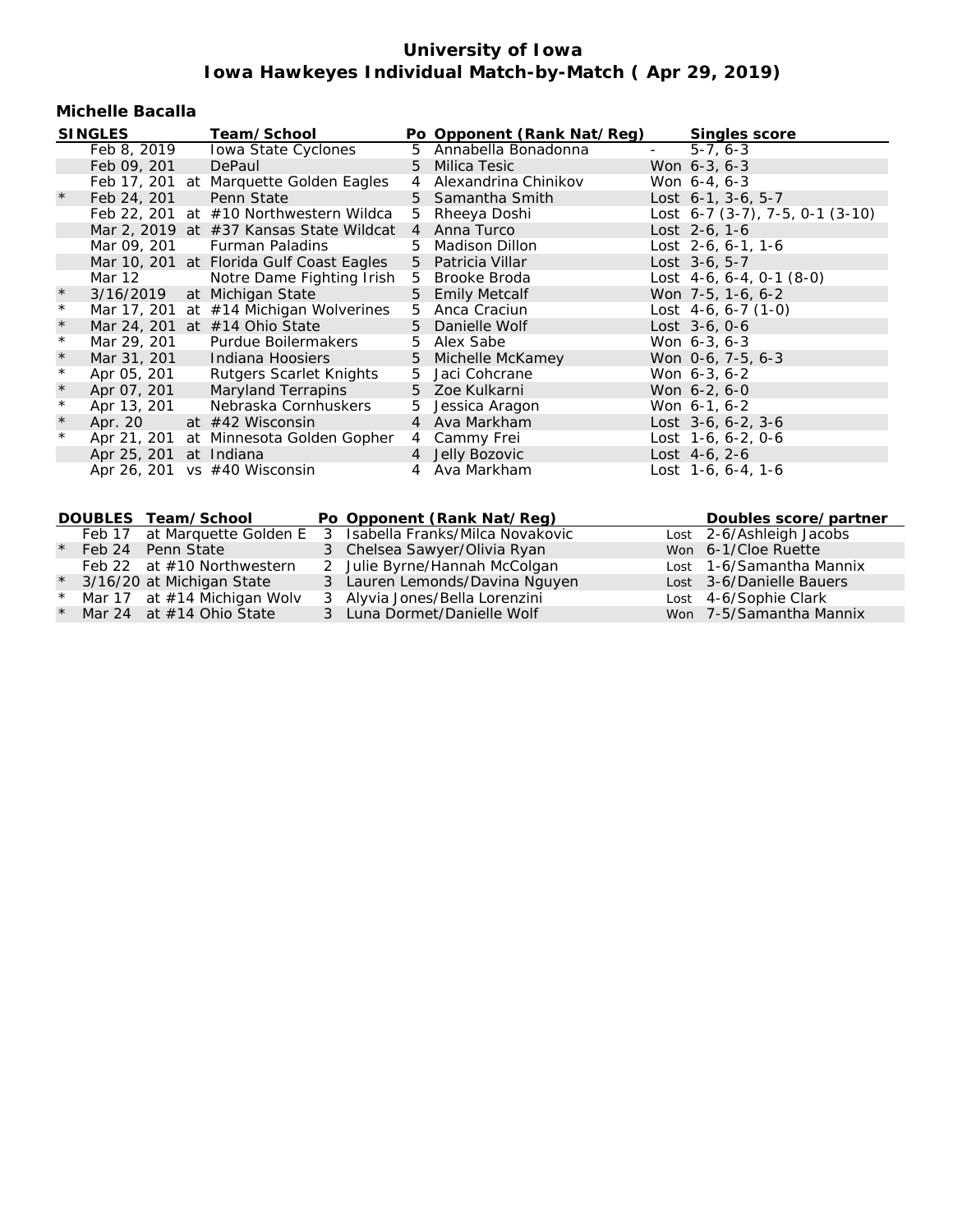# University of Iowa
## Iowa Hawkeyes Individual Match-by-Match ( Apr 29, 2019)

### Michelle Bacalla

| SINGLES | | | Team/School | Po | Opponent (Rank Nat/Reg) | | Singles score |
|---|---|---|---|---|---|---|---|
| | Feb 8, 2019 | | Iowa State Cyclones | 5 | Annabella Bonadonna | - | 5-7, 6-3 |
| | Feb 09, 201 | | DePaul | 5 | Milica Tesic | Won | 6-3, 6-3 |
| | Feb 17, 201 | at | Marquette Golden Eagles | 4 | Alexandrina Chinikov | Won | 6-4, 6-3 |
| * | Feb 24, 201 | | Penn State | 5 | Samantha Smith | Lost | 6-1, 3-6, 5-7 |
| | Feb 22, 201 | at | #10 Northwestern Wildca | 5 | Rheeya Doshi | Lost | 6-7 (3-7), 7-5, 0-1 (3-10) |
| | Mar 2, 2019 | at | #37 Kansas State Wildcat | 4 | Anna Turco | Lost | 2-6, 1-6 |
| | Mar 09, 201 | | Furman Paladins | 5 | Madison Dillon | Lost | 2-6, 6-1, 1-6 |
| | Mar 10, 201 | at | Florida Gulf Coast Eagles | 5 | Patricia Villar | Lost | 3-6, 5-7 |
| | Mar 12 | | Notre Dame Fighting Irish | 5 | Brooke Broda | Lost | 4-6, 6-4, 0-1 (8-0) |
| * | 3/16/2019 | at | Michigan State | 5 | Emily Metcalf | Won | 7-5, 1-6, 6-2 |
| * | Mar 17, 201 | at | #14 Michigan Wolverines | 5 | Anca Craciun | Lost | 4-6, 6-7 (1-0) |
| * | Mar 24, 201 | at | #14 Ohio State | 5 | Danielle Wolf | Lost | 3-6, 0-6 |
| * | Mar 29, 201 | | Purdue Boilermakers | 5 | Alex Sabe | Won | 6-3, 6-3 |
| * | Mar 31, 201 | | Indiana Hoosiers | 5 | Michelle McKamey | Won | 0-6, 7-5, 6-3 |
| * | Apr 05, 201 | | Rutgers Scarlet Knights | 5 | Jaci Cohcrane | Won | 6-3, 6-2 |
| * | Apr 07, 201 | | Maryland Terrapins | 5 | Zoe Kulkarni | Won | 6-2, 6-0 |
| * | Apr 13, 201 | | Nebraska Cornhuskers | 5 | Jessica Aragon | Won | 6-1, 6-2 |
| * | Apr. 20 | at | #42 Wisconsin | 4 | Ava Markham | Lost | 3-6, 6-2, 3-6 |
| * | Apr 21, 201 | at | Minnesota Golden Gopher | 4 | Cammy Frei | Lost | 1-6, 6-2, 0-6 |
| | Apr 25, 201 | at | Indiana | 4 | Jelly Bozovic | Lost | 4-6, 2-6 |
| | Apr 26, 201 | vs | #40 Wisconsin | 4 | Ava Markham | Lost | 1-6, 6-4, 1-6 |

| DOUBLES | | Team/School | Po | Opponent (Rank Nat/Reg) | | Doubles score/partner |
|---|---|---|---|---|---|---|
| | Feb 17 | at Marquette Golden E | 3 | Isabella Franks/Milca Novakovic | Lost | 2-6/Ashleigh Jacobs |
| * | Feb 24 | Penn State | 3 | Chelsea Sawyer/Olivia Ryan | Won | 6-1/Cloe Ruette |
| | Feb 22 | at #10 Northwestern | 2 | Julie Byrne/Hannah McColgan | Lost | 1-6/Samantha Mannix |
| * | 3/16/20 | at Michigan State | 3 | Lauren Lemonds/Davina Nguyen | Lost | 3-6/Danielle Bauers |
| * | Mar 17 | at #14 Michigan Wolv | 3 | Alyvia Jones/Bella Lorenzini | Lost | 4-6/Sophie Clark |
| * | Mar 24 | at #14 Ohio State | 3 | Luna Dormet/Danielle Wolf | Won | 7-5/Samantha Mannix |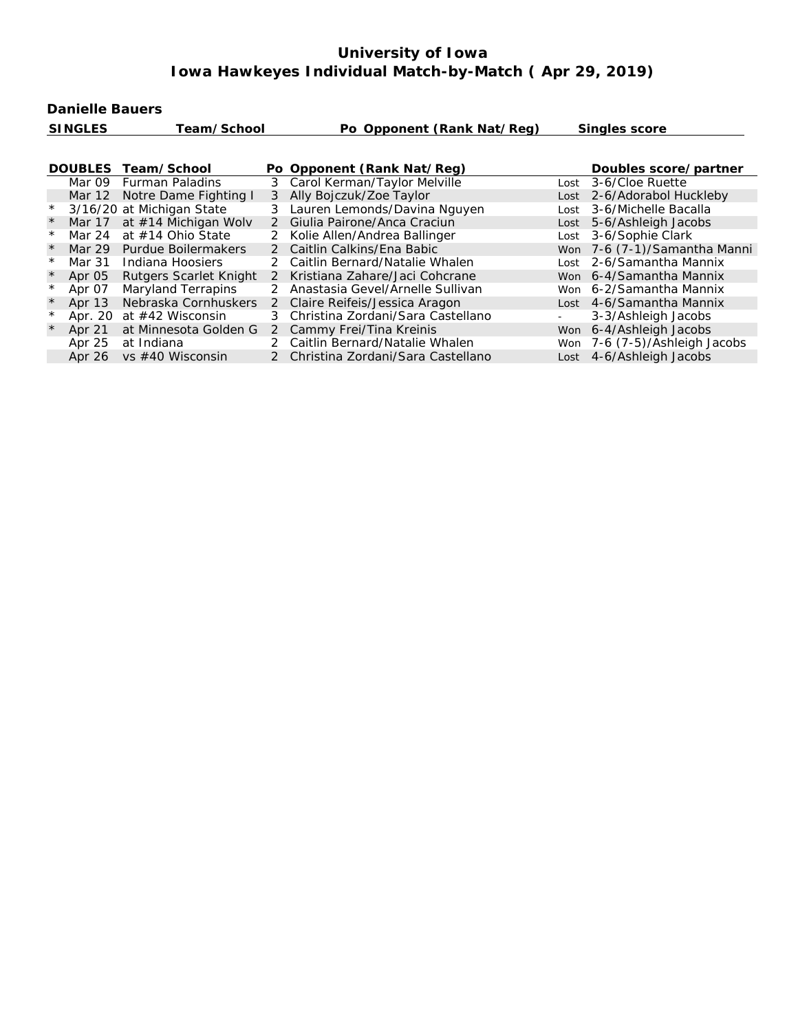# University of Iowa
## Iowa Hawkeyes Individual Match-by-Match ( Apr 29, 2019)

### Danielle Bauers

| SINGLES | Team/School | Po | Opponent (Rank Nat/Reg) | | Singles score |
|---|---|---|---|---|---|

| | DOUBLES | Team/School | Po | Opponent (Rank Nat/Reg) | | Doubles score/partner |
|---|---|---|---|---|---|---|
| | Mar 09 | Furman Paladins | 3 | Carol Kerman/Taylor Melville | Lost | 3-6/Cloe Ruette |
| | Mar 12 | Notre Dame Fighting I | 3 | Ally Bojczuk/Zoe Taylor | Lost | 2-6/Adorabol Huckleby |
| * | 3/16/20 | at Michigan State | 3 | Lauren Lemonds/Davina Nguyen | Lost | 3-6/Michelle Bacalla |
| * | Mar 17 | at #14 Michigan Wolv | 2 | Giulia Pairone/Anca Craciun | Lost | 5-6/Ashleigh Jacobs |
| * | Mar 24 | at #14 Ohio State | 2 | Kolie Allen/Andrea Ballinger | Lost | 3-6/Sophie Clark |
| * | Mar 29 | Purdue Boilermakers | 2 | Caitlin Calkins/Ena Babic | Won | 7-6 (7-1)/Samantha Manni |
| * | Mar 31 | Indiana Hoosiers | 2 | Caitlin Bernard/Natalie Whalen | Lost | 2-6/Samantha Mannix |
| * | Apr 05 | Rutgers Scarlet Knight | 2 | Kristiana Zahare/Jaci Cohcrane | Won | 6-4/Samantha Mannix |
| * | Apr 07 | Maryland Terrapins | 2 | Anastasia Gevel/Arnelle Sullivan | Won | 6-2/Samantha Mannix |
| * | Apr 13 | Nebraska Cornhuskers | 2 | Claire Reifeis/Jessica Aragon | Lost | 4-6/Samantha Mannix |
| * | Apr. 20 | at #42 Wisconsin | 3 | Christina Zordani/Sara Castellano | - | 3-3/Ashleigh Jacobs |
| * | Apr 21 | at Minnesota Golden G | 2 | Cammy Frei/Tina Kreinis | Won | 6-4/Ashleigh Jacobs |
| | Apr 25 | at Indiana | 2 | Caitlin Bernard/Natalie Whalen | Won | 7-6 (7-5)/Ashleigh Jacobs |
| | Apr 26 | vs #40 Wisconsin | 2 | Christina Zordani/Sara Castellano | Lost | 4-6/Ashleigh Jacobs |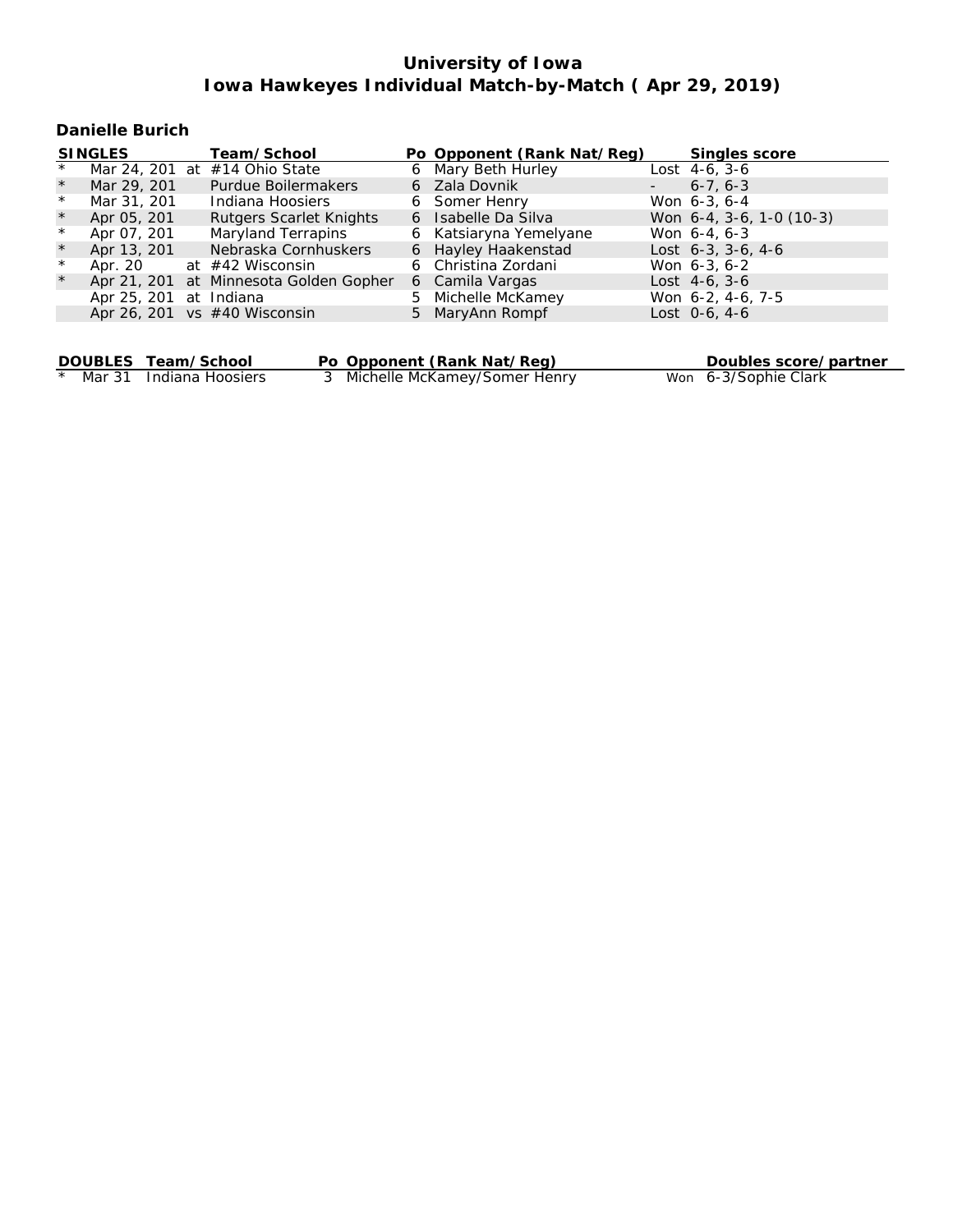# University of Iowa
# Iowa Hawkeyes Individual Match-by-Match ( Apr 29, 2019)

### Danielle Burich

| SINGLES | | | Team/School | Po | Opponent (Rank Nat/Reg) | | Singles score |
|---|---|---|---|---|---|---|---|
| * | Mar 24, 201 | at | #14 Ohio State | 6 | Mary Beth Hurley | Lost | 4-6, 3-6 |
| * | Mar 29, 201 | | Purdue Boilermakers | 6 | Zala Dovnik | - | 6-7, 6-3 |
| * | Mar 31, 201 | | Indiana Hoosiers | 6 | Somer Henry | Won | 6-3, 6-4 |
| * | Apr 05, 201 | | Rutgers Scarlet Knights | 6 | Isabelle Da Silva | Won | 6-4, 3-6, 1-0 (10-3) |
| * | Apr 07, 201 | | Maryland Terrapins | 6 | Katsiaryna Yemelyane | Won | 6-4, 6-3 |
| * | Apr 13, 201 | | Nebraska Cornhuskers | 6 | Hayley Haakenstad | Lost | 6-3, 3-6, 4-6 |
| * | Apr. 20 | at | #42 Wisconsin | 6 | Christina Zordani | Won | 6-3, 6-2 |
| * | Apr 21, 201 | at | Minnesota Golden Gopher | 6 | Camila Vargas | Lost | 4-6, 3-6 |
| | Apr 25, 201 | at | Indiana | 5 | Michelle McKamey | Won | 6-2, 4-6, 7-5 |
| | Apr 26, 201 | vs | #40 Wisconsin | 5 | MaryAnn Rompf | Lost | 0-6, 4-6 |

| DOUBLES | | Team/School | Po | Opponent (Rank Nat/Reg) | | Doubles score/partner |
|---|---|---|---|---|---|---|
| * | Mar 31 | Indiana Hoosiers | 3 | Michelle McKamey/Somer Henry | Won | 6-3/Sophie Clark |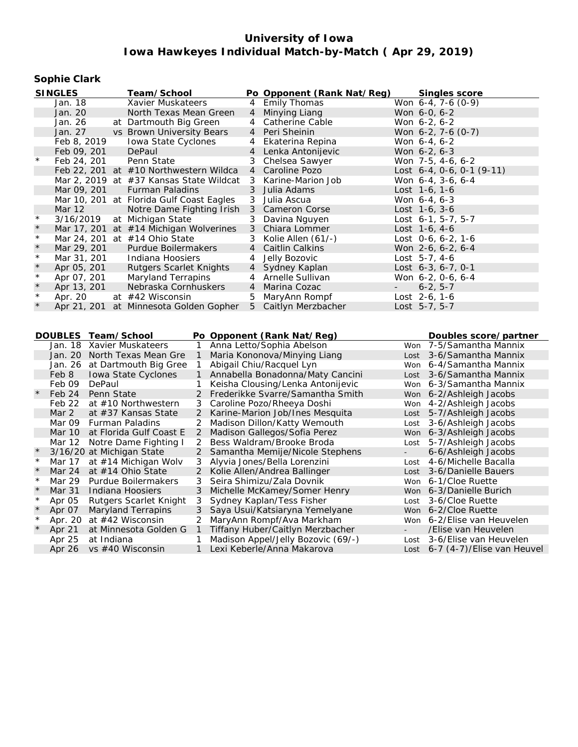# University of Iowa
## Iowa Hawkeyes Individual Match-by-Match ( Apr 29, 2019)

### Sophie Clark

| | SINGLES | | Team/School | Po | Opponent (Rank Nat/Reg) | Singles score |
|---|---|---|---|---|---|---|
| | Jan. 18 | | Xavier Muskateers | 4 | Emily Thomas | Won 6-4, 7-6 (0-9) |
| | Jan. 20 | | North Texas Mean Green | 4 | Minying Liang | Won 6-0, 6-2 |
| | Jan. 26 | at | Dartmouth Big Green | 4 | Catherine Cable | Won 6-2, 6-2 |
| | Jan. 27 | vs | Brown University Bears | 4 | Peri Sheinin | Won 6-2, 7-6 (0-7) |
| | Feb 8, 2019 | | Iowa State Cyclones | 4 | Ekaterina Repina | Won 6-4, 6-2 |
| | Feb 09, 201 | | DePaul | 4 | Lenka Antonijevic | Won 6-2, 6-3 |
| * | Feb 24, 201 | | Penn State | 3 | Chelsea Sawyer | Won 7-5, 4-6, 6-2 |
| | Feb 22, 201 | at | #10 Northwestern Wildca | 4 | Caroline Pozo | Lost 6-4, 0-6, 0-1 (9-11) |
| | Mar 2, 2019 | at | #37 Kansas State Wildcat | 3 | Karine-Marion Job | Won 6-4, 3-6, 6-4 |
| | Mar 09, 201 | | Furman Paladins | 3 | Julia Adams | Lost 1-6, 1-6 |
| | Mar 10, 201 | at | Florida Gulf Coast Eagles | 3 | Julia Ascua | Won 6-4, 6-3 |
| | Mar 12 | | Notre Dame Fighting Irish | 3 | Cameron Corse | Lost 1-6, 3-6 |
| * | 3/16/2019 | at | Michigan State | 3 | Davina Nguyen | Lost 6-1, 5-7, 5-7 |
| * | Mar 17, 201 | at | #14 Michigan Wolverines | 3 | Chiara Lommer | Lost 1-6, 4-6 |
| * | Mar 24, 201 | at | #14 Ohio State | 3 | Kolie Allen (61/-) | Lost 0-6, 6-2, 1-6 |
| * | Mar 29, 201 | | Purdue Boilermakers | 4 | Caitlin Calkins | Won 2-6, 6-2, 6-4 |
| * | Mar 31, 201 | | Indiana Hoosiers | 4 | Jelly Bozovic | Lost 5-7, 4-6 |
| * | Apr 05, 201 | | Rutgers Scarlet Knights | 4 | Sydney Kaplan | Lost 6-3, 6-7, 0-1 |
| * | Apr 07, 201 | | Maryland Terrapins | 4 | Arnelle Sullivan | Won 6-2, 0-6, 6-4 |
| * | Apr 13, 201 | | Nebraska Cornhuskers | 4 | Marina Cozac | - 6-2, 5-7 |
| * | Apr. 20 | at | #42 Wisconsin | 5 | MaryAnn Rompf | Lost 2-6, 1-6 |
| * | Apr 21, 201 | at | Minnesota Golden Gopher | 5 | Caitlyn Merzbacher | Lost 5-7, 5-7 |

| | DOUBLES | Team/School | Po | Opponent (Rank Nat/Reg) | | Doubles score/partner |
|---|---|---|---|---|---|---|
| | Jan. 18 | Xavier Muskateers | 1 | Anna Letto/Sophia Abelson | Won | 7-5/Samantha Mannix |
| | Jan. 20 | North Texas Mean Gre | 1 | Maria Kononova/Minying Liang | Lost | 3-6/Samantha Mannix |
| | Jan. 26 | at Dartmouth Big Gree | 1 | Abigail Chiu/Racquel Lyn | Won | 6-4/Samantha Mannix |
| | Feb 8 | Iowa State Cyclones | 1 | Annabella Bonadonna/Maty Cancini | Lost | 3-6/Samantha Mannix |
| | Feb 09 | DePaul | 1 | Keisha Clousing/Lenka Antonijevic | Won | 6-3/Samantha Mannix |
| * | Feb 24 | Penn State | 2 | Frederikke Svarre/Samantha Smith | Won | 6-2/Ashleigh Jacobs |
| | Feb 22 | at #10 Northwestern | 3 | Caroline Pozo/Rheeya Doshi | Won | 4-2/Ashleigh Jacobs |
| | Mar 2 | at #37 Kansas State | 2 | Karine-Marion Job/Ines Mesquita | Lost | 5-7/Ashleigh Jacobs |
| | Mar 09 | Furman Paladins | 2 | Madison Dillon/Katty Wemouth | Lost | 3-6/Ashleigh Jacobs |
| | Mar 10 | at Florida Gulf Coast E | 2 | Madison Gallegos/Sofia Perez | Won | 6-3/Ashleigh Jacobs |
| | Mar 12 | Notre Dame Fighting I | 2 | Bess Waldram/Brooke Broda | Lost | 5-7/Ashleigh Jacobs |
| * | 3/16/20 | at Michigan State | 2 | Samantha Memije/Nicole Stephens | - | 6-6/Ashleigh Jacobs |
| * | Mar 17 | at #14 Michigan Wolv | 3 | Alyvia Jones/Bella Lorenzini | Lost | 4-6/Michelle Bacalla |
| * | Mar 24 | at #14 Ohio State | 2 | Kolie Allen/Andrea Ballinger | Lost | 3-6/Danielle Bauers |
| * | Mar 29 | Purdue Boilermakers | 3 | Seira Shimizu/Zala Dovnik | Won | 6-1/Cloe Ruette |
| * | Mar 31 | Indiana Hoosiers | 3 | Michelle McKamey/Somer Henry | Won | 6-3/Danielle Burich |
| * | Apr 05 | Rutgers Scarlet Knight | 3 | Sydney Kaplan/Tess Fisher | Lost | 3-6/Cloe Ruette |
| * | Apr 07 | Maryland Terrapins | 3 | Saya Usui/Katsiaryna Yemelyane | Won | 6-2/Cloe Ruette |
| * | Apr. 20 | at #42 Wisconsin | 2 | MaryAnn Rompf/Ava Markham | Won | 6-2/Elise van Heuvelen |
| * | Apr 21 | at Minnesota Golden G | 1 | Tiffany Huber/Caitlyn Merzbacher | - | /Elise van Heuvelen |
| | Apr 25 | at Indiana | 1 | Madison Appel/Jelly Bozovic (69/-) | Lost | 3-6/Elise van Heuvelen |
| | Apr 26 | vs #40 Wisconsin | 1 | Lexi Keberle/Anna Makarova | Lost | 6-7 (4-7)/Elise van Heuvel |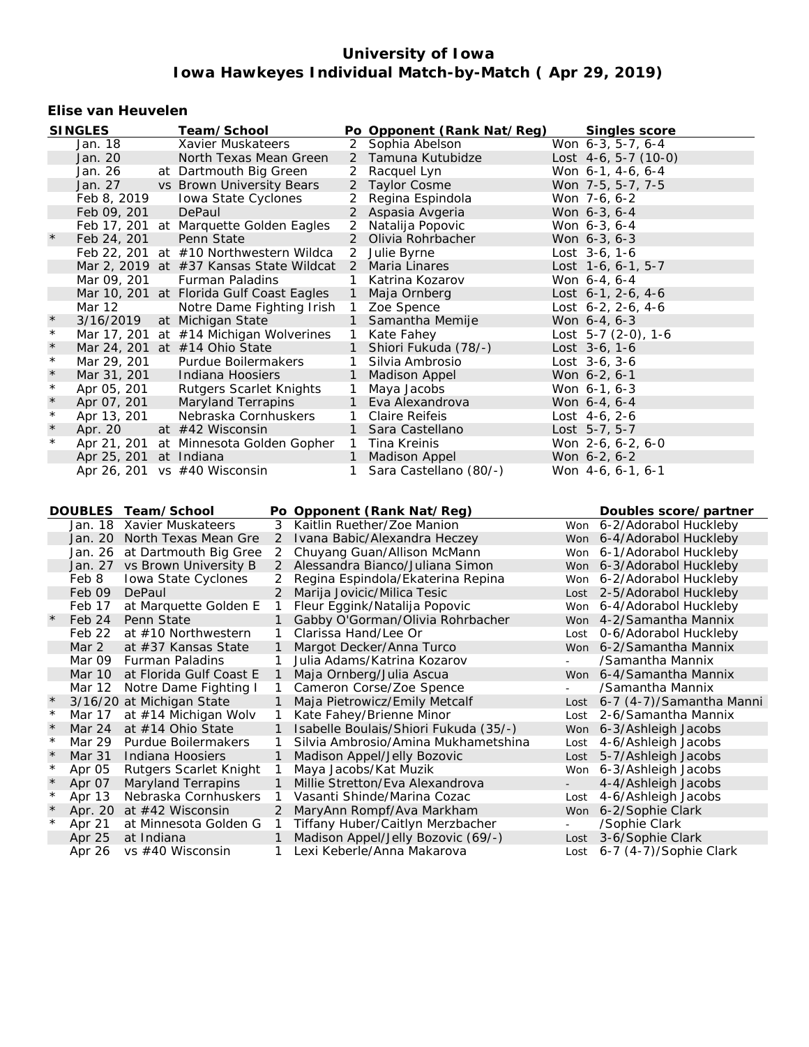# University of Iowa
## Iowa Hawkeyes Individual Match-by-Match ( Apr 29, 2019)

### Elise van Heuvelen

| | SINGLES | Team/School | Po | Opponent (Rank Nat/Reg) | Singles score |
|---|---|---|---|---|---|
| | Jan. 18 | Xavier Muskateers | 2 | Sophia Abelson | Won 6-3, 5-7, 6-4 |
| | Jan. 20 | North Texas Mean Green | 2 | Tamuna Kutubidze | Lost 4-6, 5-7 (10-0) |
| | Jan. 26 | at Dartmouth Big Green | 2 | Racquel Lyn | Won 6-1, 4-6, 6-4 |
| | Jan. 27 | vs Brown University Bears | 2 | Taylor Cosme | Won 7-5, 5-7, 7-5 |
| | Feb 8, 2019 | Iowa State Cyclones | 2 | Regina Espindola | Won 7-6, 6-2 |
| | Feb 09, 201 | DePaul | 2 | Aspasia Avgeria | Won 6-3, 6-4 |
| | Feb 17, 201 | at Marquette Golden Eagles | 2 | Natalija Popovic | Won 6-3, 6-4 |
| * | Feb 24, 201 | Penn State | 2 | Olivia Rohrbacher | Won 6-3, 6-3 |
| | Feb 22, 201 | at #10 Northwestern Wildca | 2 | Julie Byrne | Lost 3-6, 1-6 |
| | Mar 2, 2019 | at #37 Kansas State Wildcat | 2 | Maria Linares | Lost 1-6, 6-1, 5-7 |
| | Mar 09, 201 | Furman Paladins | 1 | Katrina Kozarov | Won 6-4, 6-4 |
| | Mar 10, 201 | at Florida Gulf Coast Eagles | 1 | Maja Ornberg | Lost 6-1, 2-6, 4-6 |
| | Mar 12 | Notre Dame Fighting Irish | 1 | Zoe Spence | Lost 6-2, 2-6, 4-6 |
| * | 3/16/2019 | at Michigan State | 1 | Samantha Memije | Won 6-4, 6-3 |
| * | Mar 17, 201 | at #14 Michigan Wolverines | 1 | Kate Fahey | Lost 5-7 (2-0), 1-6 |
| * | Mar 24, 201 | at #14 Ohio State | 1 | Shiori Fukuda (78/-) | Lost 3-6, 1-6 |
| * | Mar 29, 201 | Purdue Boilermakers | 1 | Silvia Ambrosio | Lost 3-6, 3-6 |
| * | Mar 31, 201 | Indiana Hoosiers | 1 | Madison Appel | Won 6-2, 6-1 |
| * | Apr 05, 201 | Rutgers Scarlet Knights | 1 | Maya Jacobs | Won 6-1, 6-3 |
| * | Apr 07, 201 | Maryland Terrapins | 1 | Eva Alexandrova | Won 6-4, 6-4 |
| * | Apr 13, 201 | Nebraska Cornhuskers | 1 | Claire Reifeis | Lost 4-6, 2-6 |
| * | Apr. 20 | at #42 Wisconsin | 1 | Sara Castellano | Lost 5-7, 5-7 |
| * | Apr 21, 201 | at Minnesota Golden Gopher | 1 | Tina Kreinis | Won 2-6, 6-2, 6-0 |
| | Apr 25, 201 | at Indiana | 1 | Madison Appel | Won 6-2, 6-2 |
| | Apr 26, 201 | vs #40 Wisconsin | 1 | Sara Castellano (80/-) | Won 4-6, 6-1, 6-1 |

| | DOUBLES | Team/School | Po | Opponent (Rank Nat/Reg) | | Doubles score/partner |
|---|---|---|---|---|---|---|
| | Jan. 18 | Xavier Muskateers | 3 | Kaitlin Ruether/Zoe Manion | Won | 6-2/Adorabol Huckleby |
| | Jan. 20 | North Texas Mean Gre | 2 | Ivana Babic/Alexandra Heczey | Won | 6-4/Adorabol Huckleby |
| | Jan. 26 | at Dartmouth Big Gree | 2 | Chuyang Guan/Allison McMann | Won | 6-1/Adorabol Huckleby |
| | Jan. 27 | vs Brown University B | 2 | Alessandra Bianco/Juliana Simon | Won | 6-3/Adorabol Huckleby |
| | Feb 8 | Iowa State Cyclones | 2 | Regina Espindola/Ekaterina Repina | Won | 6-2/Adorabol Huckleby |
| | Feb 09 | DePaul | 2 | Marija Jovicic/Milica Tesic | Lost | 2-5/Adorabol Huckleby |
| | Feb 17 | at Marquette Golden E | 1 | Fleur Eggink/Natalija Popovic | Won | 6-4/Adorabol Huckleby |
| * | Feb 24 | Penn State | 1 | Gabby O'Gorman/Olivia Rohrbacher | Won | 4-2/Samantha Mannix |
| | Feb 22 | at #10 Northwestern | 1 | Clarissa Hand/Lee Or | Lost | 0-6/Adorabol Huckleby |
| | Mar 2 | at #37 Kansas State | 1 | Margot Decker/Anna Turco | Won | 6-2/Samantha Mannix |
| | Mar 09 | Furman Paladins | 1 | Julia Adams/Katrina Kozarov | - | /Samantha Mannix |
| | Mar 10 | at Florida Gulf Coast E | 1 | Maja Ornberg/Julia Ascua | Won | 6-4/Samantha Mannix |
| | Mar 12 | Notre Dame Fighting I | 1 | Cameron Corse/Zoe Spence | - | /Samantha Mannix |
| * | 3/16/20 | at Michigan State | 1 | Maja Pietrowicz/Emily Metcalf | Lost | 6-7 (4-7)/Samantha Manni |
| * | Mar 17 | at #14 Michigan Wolv | 1 | Kate Fahey/Brienne Minor | Lost | 2-6/Samantha Mannix |
| * | Mar 24 | at #14 Ohio State | 1 | Isabelle Boulais/Shiori Fukuda (35/-) | Won | 6-3/Ashleigh Jacobs |
| * | Mar 29 | Purdue Boilermakers | 1 | Silvia Ambrosio/Amina Mukhametshina | Lost | 4-6/Ashleigh Jacobs |
| * | Mar 31 | Indiana Hoosiers | 1 | Madison Appel/Jelly Bozovic | Lost | 5-7/Ashleigh Jacobs |
| * | Apr 05 | Rutgers Scarlet Knight | 1 | Maya Jacobs/Kat Muzik | Won | 6-3/Ashleigh Jacobs |
| * | Apr 07 | Maryland Terrapins | 1 | Millie Stretton/Eva Alexandrova | - | 4-4/Ashleigh Jacobs |
| * | Apr 13 | Nebraska Cornhuskers | 1 | Vasanti Shinde/Marina Cozac | Lost | 4-6/Ashleigh Jacobs |
| * | Apr. 20 | at #42 Wisconsin | 2 | MaryAnn Rompf/Ava Markham | Won | 6-2/Sophie Clark |
| * | Apr 21 | at Minnesota Golden G | 1 | Tiffany Huber/Caitlyn Merzbacher | - | /Sophie Clark |
| | Apr 25 | at Indiana | 1 | Madison Appel/Jelly Bozovic (69/-) | Lost | 3-6/Sophie Clark |
| | Apr 26 | vs #40 Wisconsin | 1 | Lexi Keberle/Anna Makarova | Lost | 6-7 (4-7)/Sophie Clark |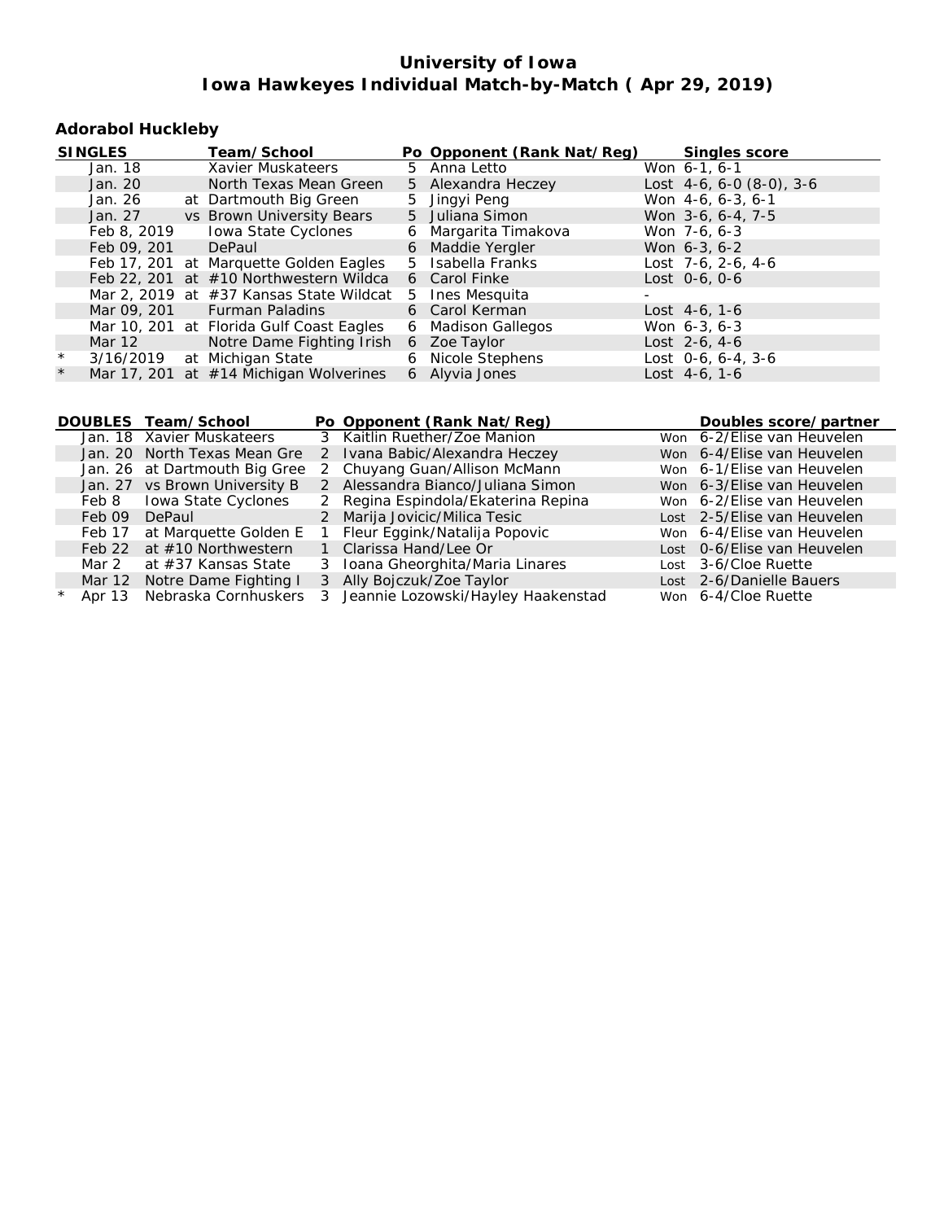# University of Iowa
## Iowa Hawkeyes Individual Match-by-Match ( Apr 29, 2019)

### Adorabol Huckleby

| SINGLES | | Team/School | Po | Opponent (Rank Nat/Reg) | Singles score |
|---|---|---|---|---|---|
| | Jan. 18 | Xavier Muskateers | 5 | Anna Letto | Won 6-1, 6-1 |
| | Jan. 20 | North Texas Mean Green | 5 | Alexandra Heczey | Lost 4-6, 6-0 (8-0), 3-6 |
| | Jan. 26 | at Dartmouth Big Green | 5 | Jingyi Peng | Won 4-6, 6-3, 6-1 |
| | Jan. 27 | vs Brown University Bears | 5 | Juliana Simon | Won 3-6, 6-4, 7-5 |
| | Feb 8, 2019 | Iowa State Cyclones | 6 | Margarita Timakova | Won 7-6, 6-3 |
| | Feb 09, 201 | DePaul | 6 | Maddie Yergler | Won 6-3, 6-2 |
| | Feb 17, 201 | at Marquette Golden Eagles | 5 | Isabella Franks | Lost 7-6, 2-6, 4-6 |
| | Feb 22, 201 | at #10 Northwestern Wildca | 6 | Carol Finke | Lost 0-6, 0-6 |
| | Mar 2, 2019 | at #37 Kansas State Wildcat | 5 | Ines Mesquita | - |
| | Mar 09, 201 | Furman Paladins | 6 | Carol Kerman | Lost 4-6, 1-6 |
| | Mar 10, 201 | at Florida Gulf Coast Eagles | 6 | Madison Gallegos | Won 6-3, 6-3 |
| | Mar 12 | Notre Dame Fighting Irish | 6 | Zoe Taylor | Lost 2-6, 4-6 |
| * | 3/16/2019 | at Michigan State | 6 | Nicole Stephens | Lost 0-6, 6-4, 3-6 |
| * | Mar 17, 201 | at #14 Michigan Wolverines | 6 | Alyvia Jones | Lost 4-6, 1-6 |

| DOUBLES | | Team/School | Po | Opponent (Rank Nat/Reg) | | Doubles score/partner |
|---|---|---|---|---|---|---|
| | Jan. 18 | Xavier Muskateers | 3 | Kaitlin Ruether/Zoe Manion | Won | 6-2/Elise van Heuvelen |
| | Jan. 20 | North Texas Mean Gre | 2 | Ivana Babic/Alexandra Heczey | Won | 6-4/Elise van Heuvelen |
| | Jan. 26 | at Dartmouth Big Gree | 2 | Chuyang Guan/Allison McMann | Won | 6-1/Elise van Heuvelen |
| | Jan. 27 | vs Brown University B | 2 | Alessandra Bianco/Juliana Simon | Won | 6-3/Elise van Heuvelen |
| | Feb 8 | Iowa State Cyclones | 2 | Regina Espindola/Ekaterina Repina | Won | 6-2/Elise van Heuvelen |
| | Feb 09 | DePaul | 2 | Marija Jovicic/Milica Tesic | Lost | 2-5/Elise van Heuvelen |
| | Feb 17 | at Marquette Golden E | 1 | Fleur Eggink/Natalija Popovic | Won | 6-4/Elise van Heuvelen |
| | Feb 22 | at #10 Northwestern | 1 | Clarissa Hand/Lee Or | Lost | 0-6/Elise van Heuvelen |
| | Mar 2 | at #37 Kansas State | 3 | Ioana Gheorghita/Maria Linares | Lost | 3-6/Cloe Ruette |
| | Mar 12 | Notre Dame Fighting I | 3 | Ally Bojczuk/Zoe Taylor | Lost | 2-6/Danielle Bauers |
| * | Apr 13 | Nebraska Cornhuskers | 3 | Jeannie Lozowski/Hayley Haakenstad | Won | 6-4/Cloe Ruette |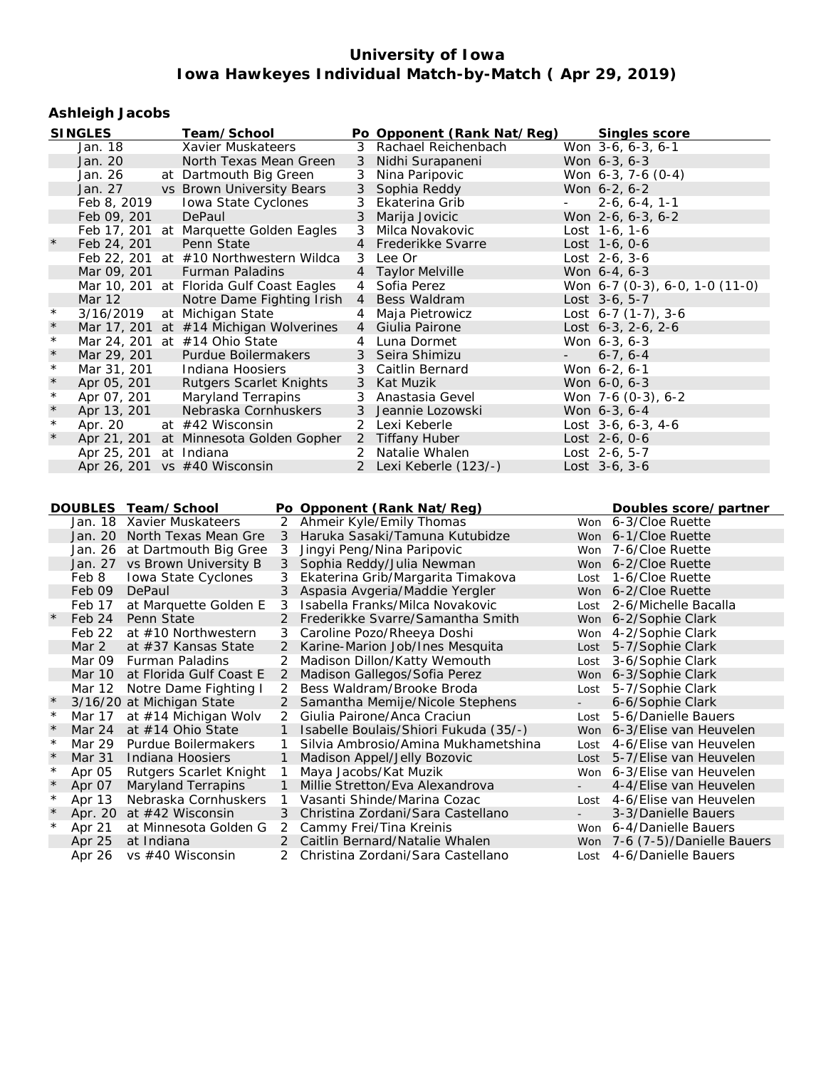# University of Iowa
## Iowa Hawkeyes Individual Match-by-Match ( Apr 29, 2019)

### Ashleigh Jacobs

| | SINGLES | Team/School | Po | Opponent (Rank Nat/Reg) | Singles score |
|---|---|---|---|---|---|
| | Jan. 18 | Xavier Muskateers | 3 | Rachael Reichenbach | Won 3-6, 6-3, 6-1 |
| | Jan. 20 | North Texas Mean Green | 3 | Nidhi Surapaneni | Won 6-3, 6-3 |
| | Jan. 26 | at Dartmouth Big Green | 3 | Nina Paripovic | Won 6-3, 7-6 (0-4) |
| | Jan. 27 | vs Brown University Bears | 3 | Sophia Reddy | Won 6-2, 6-2 |
| | Feb 8, 2019 | Iowa State Cyclones | 3 | Ekaterina Grib | - 2-6, 6-4, 1-1 |
| | Feb 09, 201 | DePaul | 3 | Marija Jovicic | Won 2-6, 6-3, 6-2 |
| | Feb 17, 201 | at Marquette Golden Eagles | 3 | Milca Novakovic | Lost 1-6, 1-6 |
| * | Feb 24, 201 | Penn State | 4 | Frederikke Svarre | Lost 1-6, 0-6 |
| | Feb 22, 201 | at #10 Northwestern Wildca | 3 | Lee Or | Lost 2-6, 3-6 |
| | Mar 09, 201 | Furman Paladins | 4 | Taylor Melville | Won 6-4, 6-3 |
| | Mar 10, 201 | at Florida Gulf Coast Eagles | 4 | Sofia Perez | Won 6-7 (0-3), 6-0, 1-0 (11-0) |
| | Mar 12 | Notre Dame Fighting Irish | 4 | Bess Waldram | Lost 3-6, 5-7 |
| * | 3/16/2019 | at Michigan State | 4 | Maja Pietrowicz | Lost 6-7 (1-7), 3-6 |
| * | Mar 17, 201 | at #14 Michigan Wolverines | 4 | Giulia Pairone | Lost 6-3, 2-6, 2-6 |
| * | Mar 24, 201 | at #14 Ohio State | 4 | Luna Dormet | Won 6-3, 6-3 |
| * | Mar 29, 201 | Purdue Boilermakers | 3 | Seira Shimizu | - 6-7, 6-4 |
| * | Mar 31, 201 | Indiana Hoosiers | 3 | Caitlin Bernard | Won 6-2, 6-1 |
| * | Apr 05, 201 | Rutgers Scarlet Knights | 3 | Kat Muzik | Won 6-0, 6-3 |
| * | Apr 07, 201 | Maryland Terrapins | 3 | Anastasia Gevel | Won 7-6 (0-3), 6-2 |
| * | Apr 13, 201 | Nebraska Cornhuskers | 3 | Jeannie Lozowski | Won 6-3, 6-4 |
| * | Apr. 20 | at #42 Wisconsin | 2 | Lexi Keberle | Lost 3-6, 6-3, 4-6 |
| * | Apr 21, 201 | at Minnesota Golden Gopher | 2 | Tiffany Huber | Lost 2-6, 0-6 |
| | Apr 25, 201 | at Indiana | 2 | Natalie Whalen | Lost 2-6, 5-7 |
| | Apr 26, 201 | vs #40 Wisconsin | 2 | Lexi Keberle (123/-) | Lost 3-6, 3-6 |

| | DOUBLES | Team/School | Po | Opponent (Rank Nat/Reg) | | Doubles score/partner |
|---|---|---|---|---|---|---|
| | Jan. 18 | Xavier Muskateers | 2 | Ahmeir Kyle/Emily Thomas | Won | 6-3/Cloe Ruette |
| | Jan. 20 | North Texas Mean Gre | 3 | Haruka Sasaki/Tamuna Kutubidze | Won | 6-1/Cloe Ruette |
| | Jan. 26 | at Dartmouth Big Gree | 3 | Jingyi Peng/Nina Paripovic | Won | 7-6/Cloe Ruette |
| | Jan. 27 | vs Brown University B | 3 | Sophia Reddy/Julia Newman | Won | 6-2/Cloe Ruette |
| | Feb 8 | Iowa State Cyclones | 3 | Ekaterina Grib/Margarita Timakova | Lost | 1-6/Cloe Ruette |
| | Feb 09 | DePaul | 3 | Aspasia Avgeria/Maddie Yergler | Won | 6-2/Cloe Ruette |
| | Feb 17 | at Marquette Golden E | 3 | Isabella Franks/Milca Novakovic | Lost | 2-6/Michelle Bacalla |
| * | Feb 24 | Penn State | 2 | Frederikke Svarre/Samantha Smith | Won | 6-2/Sophie Clark |
| | Feb 22 | at #10 Northwestern | 3 | Caroline Pozo/Rheeya Doshi | Won | 4-2/Sophie Clark |
| | Mar 2 | at #37 Kansas State | 2 | Karine-Marion Job/Ines Mesquita | Lost | 5-7/Sophie Clark |
| | Mar 09 | Furman Paladins | 2 | Madison Dillon/Katty Wemouth | Lost | 3-6/Sophie Clark |
| | Mar 10 | at Florida Gulf Coast E | 2 | Madison Gallegos/Sofia Perez | Won | 6-3/Sophie Clark |
| | Mar 12 | Notre Dame Fighting I | 2 | Bess Waldram/Brooke Broda | Lost | 5-7/Sophie Clark |
| * | 3/16/20 | at Michigan State | 2 | Samantha Memije/Nicole Stephens | - | 6-6/Sophie Clark |
| * | Mar 17 | at #14 Michigan Wolv | 2 | Giulia Pairone/Anca Craciun | Lost | 5-6/Danielle Bauers |
| * | Mar 24 | at #14 Ohio State | 1 | Isabelle Boulais/Shiori Fukuda (35/-) | Won | 6-3/Elise van Heuvelen |
| * | Mar 29 | Purdue Boilermakers | 1 | Silvia Ambrosio/Amina Mukhametshina | Lost | 4-6/Elise van Heuvelen |
| * | Mar 31 | Indiana Hoosiers | 1 | Madison Appel/Jelly Bozovic | Lost | 5-7/Elise van Heuvelen |
| * | Apr 05 | Rutgers Scarlet Knight | 1 | Maya Jacobs/Kat Muzik | Won | 6-3/Elise van Heuvelen |
| * | Apr 07 | Maryland Terrapins | 1 | Millie Stretton/Eva Alexandrova | - | 4-4/Elise van Heuvelen |
| * | Apr 13 | Nebraska Cornhuskers | 1 | Vasanti Shinde/Marina Cozac | Lost | 4-6/Elise van Heuvelen |
| * | Apr. 20 | at #42 Wisconsin | 3 | Christina Zordani/Sara Castellano | - | 3-3/Danielle Bauers |
| * | Apr 21 | at Minnesota Golden G | 2 | Cammy Frei/Tina Kreinis | Won | 6-4/Danielle Bauers |
| | Apr 25 | at Indiana | 2 | Caitlin Bernard/Natalie Whalen | Won | 7-6 (7-5)/Danielle Bauers |
| | Apr 26 | vs #40 Wisconsin | 2 | Christina Zordani/Sara Castellano | Lost | 4-6/Danielle Bauers |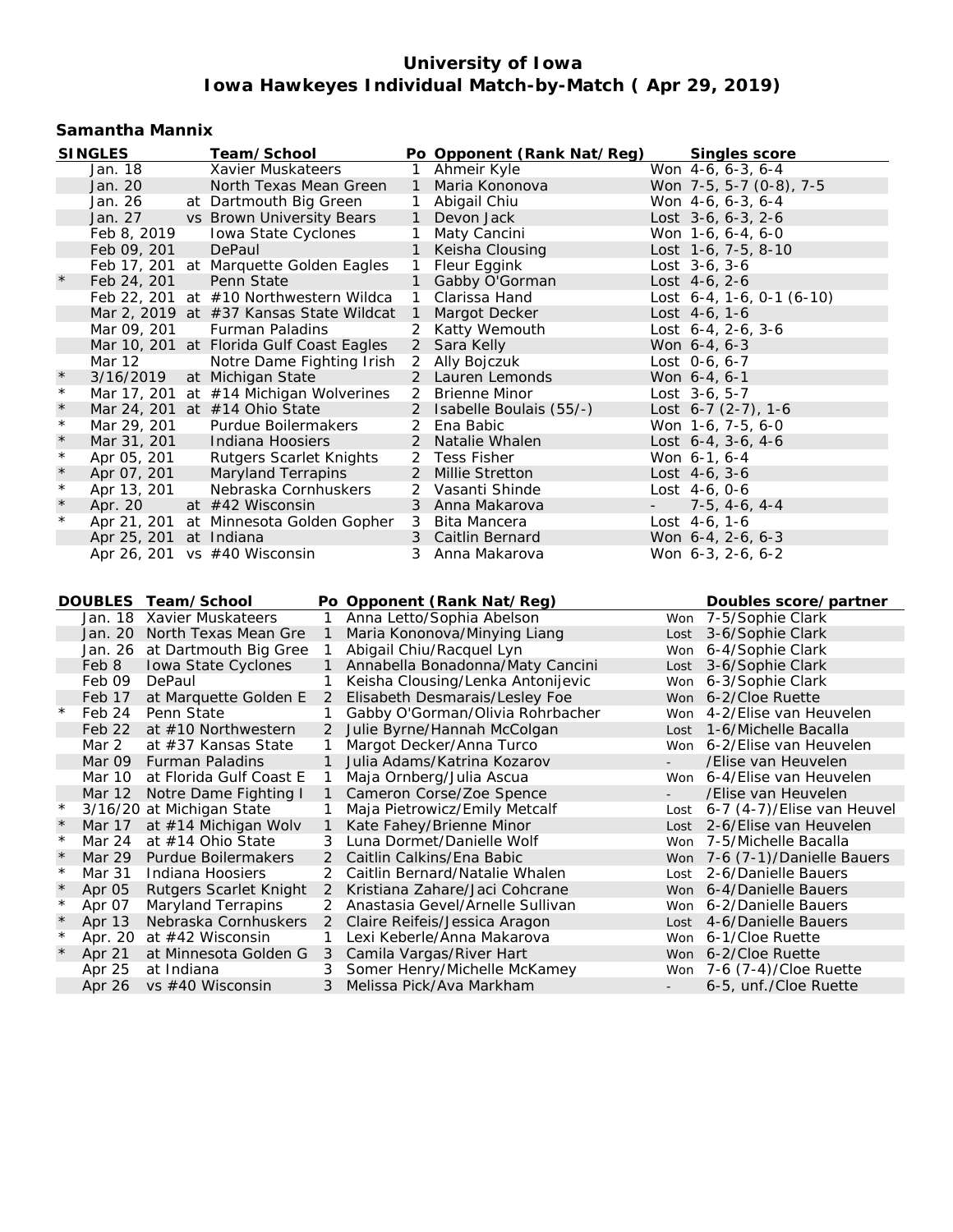# University of Iowa
## Iowa Hawkeyes Individual Match-by-Match ( Apr 29, 2019)

### Samantha Mannix

| | SINGLES | Team/School | Po | Opponent (Rank Nat/Reg) | Singles score |
|---|---|---|---|---|---|
| | Jan. 18 | Xavier Muskateers | 1 | Ahmeir Kyle | Won 4-6, 6-3, 6-4 |
| | Jan. 20 | North Texas Mean Green | 1 | Maria Kononova | Won 7-5, 5-7 (0-8), 7-5 |
| | Jan. 26 | at Dartmouth Big Green | 1 | Abigail Chiu | Won 4-6, 6-3, 6-4 |
| | Jan. 27 | vs Brown University Bears | 1 | Devon Jack | Lost 3-6, 6-3, 2-6 |
| | Feb 8, 2019 | Iowa State Cyclones | 1 | Maty Cancini | Won 1-6, 6-4, 6-0 |
| | Feb 09, 201 | DePaul | 1 | Keisha Clousing | Lost 1-6, 7-5, 8-10 |
| | Feb 17, 201 | at Marquette Golden Eagles | 1 | Fleur Eggink | Lost 3-6, 3-6 |
| * | Feb 24, 201 | Penn State | 1 | Gabby O'Gorman | Lost 4-6, 2-6 |
| | Feb 22, 201 | at #10 Northwestern Wildca | 1 | Clarissa Hand | Lost 6-4, 1-6, 0-1 (6-10) |
| | Mar 2, 2019 | at #37 Kansas State Wildcat | 1 | Margot Decker | Lost 4-6, 1-6 |
| | Mar 09, 201 | Furman Paladins | 2 | Katty Wemouth | Lost 6-4, 2-6, 3-6 |
| | Mar 10, 201 | at Florida Gulf Coast Eagles | 2 | Sara Kelly | Won 6-4, 6-3 |
| | Mar 12 | Notre Dame Fighting Irish | 2 | Ally Bojczuk | Lost 0-6, 6-7 |
| * | 3/16/2019 | at Michigan State | 2 | Lauren Lemonds | Won 6-4, 6-1 |
| * | Mar 17, 201 | at #14 Michigan Wolverines | 2 | Brienne Minor | Lost 3-6, 5-7 |
| * | Mar 24, 201 | at #14 Ohio State | 2 | Isabelle Boulais (55/-) | Lost 6-7 (2-7), 1-6 |
| * | Mar 29, 201 | Purdue Boilermakers | 2 | Ena Babic | Won 1-6, 7-5, 6-0 |
| * | Mar 31, 201 | Indiana Hoosiers | 2 | Natalie Whalen | Lost 6-4, 3-6, 4-6 |
| * | Apr 05, 201 | Rutgers Scarlet Knights | 2 | Tess Fisher | Won 6-1, 6-4 |
| * | Apr 07, 201 | Maryland Terrapins | 2 | Millie Stretton | Lost 4-6, 3-6 |
| * | Apr 13, 201 | Nebraska Cornhuskers | 2 | Vasanti Shinde | Lost 4-6, 0-6 |
| * | Apr. 20 | at #42 Wisconsin | 3 | Anna Makarova | - 7-5, 4-6, 4-4 |
| * | Apr 21, 201 | at Minnesota Golden Gopher | 3 | Bita Mancera | Lost 4-6, 1-6 |
| | Apr 25, 201 | at Indiana | 3 | Caitlin Bernard | Won 6-4, 2-6, 6-3 |
| | Apr 26, 201 | vs #40 Wisconsin | 3 | Anna Makarova | Won 6-3, 2-6, 6-2 |

| | DOUBLES | Team/School | Po | Opponent (Rank Nat/Reg) | | Doubles score/partner |
|---|---|---|---|---|---|---|
| | Jan. 18 | Xavier Muskateers | 1 | Anna Letto/Sophia Abelson | Won | 7-5/Sophie Clark |
| | Jan. 20 | North Texas Mean Gre | 1 | Maria Kononova/Minying Liang | Lost | 3-6/Sophie Clark |
| | Jan. 26 | at Dartmouth Big Gree | 1 | Abigail Chiu/Racquel Lyn | Won | 6-4/Sophie Clark |
| | Feb 8 | Iowa State Cyclones | 1 | Annabella Bonadonna/Maty Cancini | Lost | 3-6/Sophie Clark |
| | Feb 09 | DePaul | 1 | Keisha Clousing/Lenka Antonijevic | Won | 6-3/Sophie Clark |
| | Feb 17 | at Marquette Golden E | 2 | Elisabeth Desmarais/Lesley Foe | Won | 6-2/Cloe Ruette |
| * | Feb 24 | Penn State | 1 | Gabby O'Gorman/Olivia Rohrbacher | Won | 4-2/Elise van Heuvelen |
| | Feb 22 | at #10 Northwestern | 2 | Julie Byrne/Hannah McColgan | Lost | 1-6/Michelle Bacalla |
| | Mar 2 | at #37 Kansas State | 1 | Margot Decker/Anna Turco | Won | 6-2/Elise van Heuvelen |
| | Mar 09 | Furman Paladins | 1 | Julia Adams/Katrina Kozarov | - | /Elise van Heuvelen |
| | Mar 10 | at Florida Gulf Coast E | 1 | Maja Ornberg/Julia Ascua | Won | 6-4/Elise van Heuvelen |
| | Mar 12 | Notre Dame Fighting I | 1 | Cameron Corse/Zoe Spence | - | /Elise van Heuvelen |
| * | 3/16/20 | at Michigan State | 1 | Maja Pietrowicz/Emily Metcalf | Lost | 6-7 (4-7)/Elise van Heuvel |
| * | Mar 17 | at #14 Michigan Wolv | 1 | Kate Fahey/Brienne Minor | Lost | 2-6/Elise van Heuvelen |
| * | Mar 24 | at #14 Ohio State | 3 | Luna Dormet/Danielle Wolf | Won | 7-5/Michelle Bacalla |
| * | Mar 29 | Purdue Boilermakers | 2 | Caitlin Calkins/Ena Babic | Won | 7-6 (7-1)/Danielle Bauers |
| * | Mar 31 | Indiana Hoosiers | 2 | Caitlin Bernard/Natalie Whalen | Lost | 2-6/Danielle Bauers |
| * | Apr 05 | Rutgers Scarlet Knight | 2 | Kristiana Zahare/Jaci Cohcrane | Won | 6-4/Danielle Bauers |
| * | Apr 07 | Maryland Terrapins | 2 | Anastasia Gevel/Arnelle Sullivan | Won | 6-2/Danielle Bauers |
| * | Apr 13 | Nebraska Cornhuskers | 2 | Claire Reifeis/Jessica Aragon | Lost | 4-6/Danielle Bauers |
| * | Apr. 20 | at #42 Wisconsin | 1 | Lexi Keberle/Anna Makarova | Won | 6-1/Cloe Ruette |
| * | Apr 21 | at Minnesota Golden G | 3 | Camila Vargas/River Hart | Won | 6-2/Cloe Ruette |
| | Apr 25 | at Indiana | 3 | Somer Henry/Michelle McKamey | Won | 7-6 (7-4)/Cloe Ruette |
| | Apr 26 | vs #40 Wisconsin | 3 | Melissa Pick/Ava Markham | - | 6-5, unf./Cloe Ruette |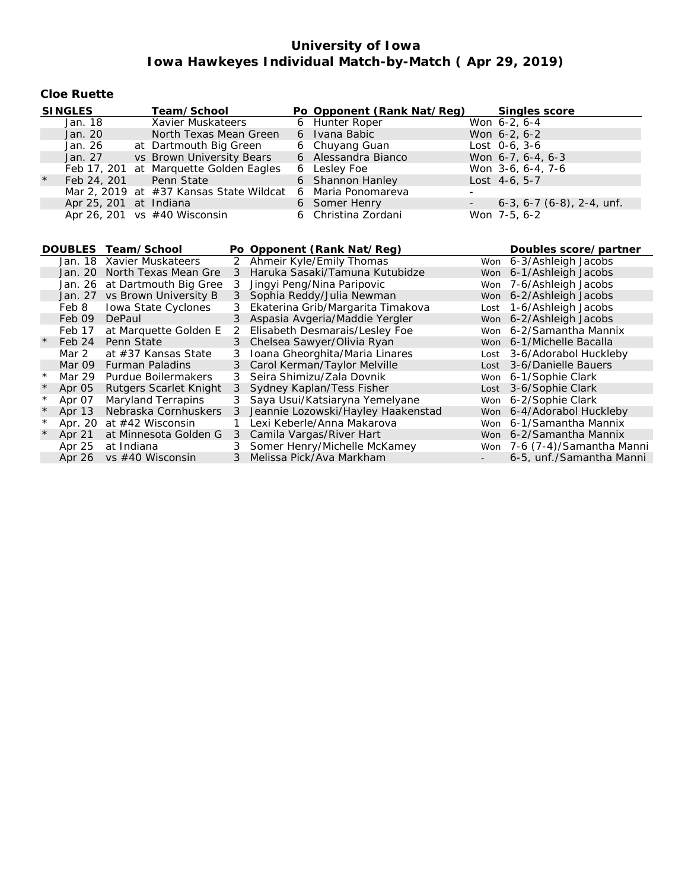# University of Iowa
## Iowa Hawkeyes Individual Match-by-Match ( Apr 29, 2019)

### Cloe Ruette

| SINGLES | | Team/School | Po | Opponent (Rank Nat/Reg) | Singles score |
|---|---|---|---|---|---|
| | Jan. 18 | Xavier Muskateers | 6 | Hunter Roper | Won 6-2, 6-4 |
| | Jan. 20 | North Texas Mean Green | 6 | Ivana Babic | Won 6-2, 6-2 |
| | Jan. 26 | at Dartmouth Big Green | 6 | Chuyang Guan | Lost 0-6, 3-6 |
| | Jan. 27 | vs Brown University Bears | 6 | Alessandra Bianco | Won 6-7, 6-4, 6-3 |
| | Feb 17, 201 | at Marquette Golden Eagles | 6 | Lesley Foe | Won 3-6, 6-4, 7-6 |
| * | Feb 24, 201 | Penn State | 6 | Shannon Hanley | Lost 4-6, 5-7 |
| | Mar 2, 2019 | at #37 Kansas State Wildcat | 6 | Maria Ponomareva | - |
| | Apr 25, 201 | at Indiana | 6 | Somer Henry | - 6-3, 6-7 (6-8), 2-4, unf. |
| | Apr 26, 201 | vs #40 Wisconsin | 6 | Christina Zordani | Won 7-5, 6-2 |

| DOUBLES | | Team/School | Po | Opponent (Rank Nat/Reg) | | Doubles score/partner |
|---|---|---|---|---|---|---|
| | Jan. 18 | Xavier Muskateers | 2 | Ahmeir Kyle/Emily Thomas | Won | 6-3/Ashleigh Jacobs |
| | Jan. 20 | North Texas Mean Gre | 3 | Haruka Sasaki/Tamuna Kutubidze | Won | 6-1/Ashleigh Jacobs |
| | Jan. 26 | at Dartmouth Big Gree | 3 | Jingyi Peng/Nina Paripovic | Won | 7-6/Ashleigh Jacobs |
| | Jan. 27 | vs Brown University B | 3 | Sophia Reddy/Julia Newman | Won | 6-2/Ashleigh Jacobs |
| | Feb 8 | Iowa State Cyclones | 3 | Ekaterina Grib/Margarita Timakova | Lost | 1-6/Ashleigh Jacobs |
| | Feb 09 | DePaul | 3 | Aspasia Avgeria/Maddie Yergler | Won | 6-2/Ashleigh Jacobs |
| | Feb 17 | at Marquette Golden E | 2 | Elisabeth Desmarais/Lesley Foe | Won | 6-2/Samantha Mannix |
| * | Feb 24 | Penn State | 3 | Chelsea Sawyer/Olivia Ryan | Won | 6-1/Michelle Bacalla |
| | Mar 2 | at #37 Kansas State | 3 | Ioana Gheorghita/Maria Linares | Lost | 3-6/Adorabol Huckleby |
| | Mar 09 | Furman Paladins | 3 | Carol Kerman/Taylor Melville | Lost | 3-6/Danielle Bauers |
| * | Mar 29 | Purdue Boilermakers | 3 | Seira Shimizu/Zala Dovnik | Won | 6-1/Sophie Clark |
| * | Apr 05 | Rutgers Scarlet Knight | 3 | Sydney Kaplan/Tess Fisher | Lost | 3-6/Sophie Clark |
| * | Apr 07 | Maryland Terrapins | 3 | Saya Usui/Katsiaryna Yemelyane | Won | 6-2/Sophie Clark |
| * | Apr 13 | Nebraska Cornhuskers | 3 | Jeannie Lozowski/Hayley Haakenstad | Won | 6-4/Adorabol Huckleby |
| * | Apr. 20 | at #42 Wisconsin | 1 | Lexi Keberle/Anna Makarova | Won | 6-1/Samantha Mannix |
| * | Apr 21 | at Minnesota Golden G | 3 | Camila Vargas/River Hart | Won | 6-2/Samantha Mannix |
| | Apr 25 | at Indiana | 3 | Somer Henry/Michelle McKamey | Won | 7-6 (7-4)/Samantha Manni |
| | Apr 26 | vs #40 Wisconsin | 3 | Melissa Pick/Ava Markham | - | 6-5, unf./Samantha Manni |